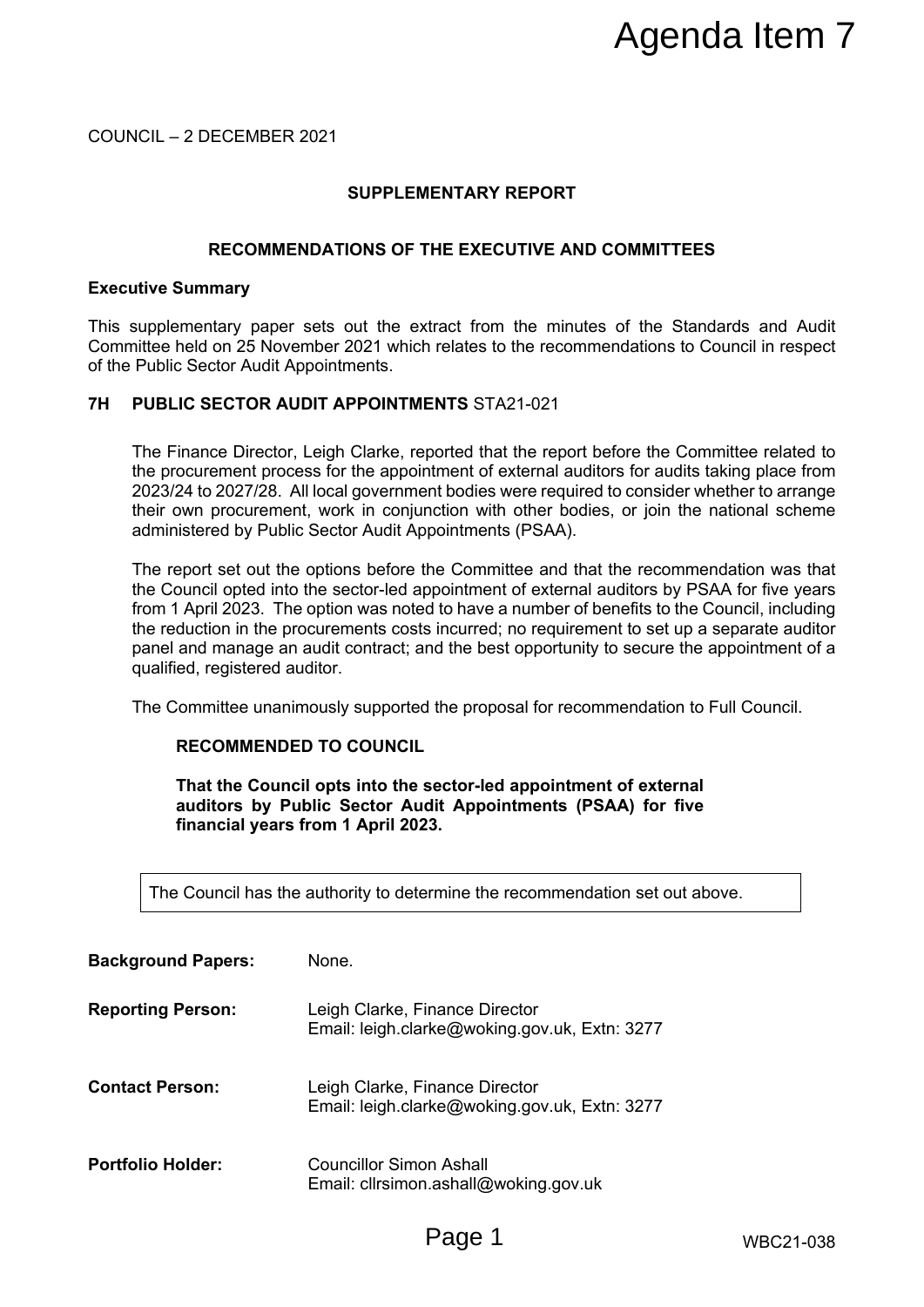# Agenda Item 7

COUNCIL – 2 DECEMBER 2021

## SUPPLEMENTARY REPORT

## RECOMMENDATIONS OF THE EXECUTIVE AND COMMITTEES

**Executive Summary**

This supplementary paper sets out the extract from the minutes of the Standards and Audit Committee held on 25 November 2021 which relates to the recommendations to Council in respect of the Public Sector Audit Appointments.

### 7H PUBLIC SECTOR AUDIT APPOINTMENTS STA21-021

The Finance Director, Leigh Clarke, reported that the report before the Committee related to the procurement process for the appointment of external auditors for audits taking place from 2023/24 to 2027/28. All local government bodies were required to consider whether to arrange their own procurement, work in conjunction with other bodies, or join the national scheme administered by Public Sector Audit Appointments (PSAA).

The report set out the options before the Committee and that the recommendation was that the Council opted into the sector-led appointment of external auditors by PSAA for five years from 1 April 2023. The option was noted to have a number of benefits to the Council, including the reduction in the procurements costs incurred; no requirement to set up a separate auditor panel and manage an audit contract; and the best opportunity to secure the appointment of a qualified, registered auditor.

The Committee unanimously supported the proposal for recommendation to Full Council.

**RECOMMENDED TO COUNCIL**

**That the Council opts into the sector-led appointment of external auditors by Public Sector Audit Appointments (PSAA) for five financial years from 1 April 2023.**

The Council has the authority to determine the recommendation set out above.

**Background Papers:** None.

**Reporting Person:** Leigh Clarke, Finance Director
Email: leigh.clarke@woking.gov.uk, Extn: 3277

**Contact Person:** Leigh Clarke, Finance Director
Email: leigh.clarke@woking.gov.uk, Extn: 3277

**Portfolio Holder:** Councillor Simon Ashall
Email: cllrsimon.ashall@woking.gov.uk

WBC21-038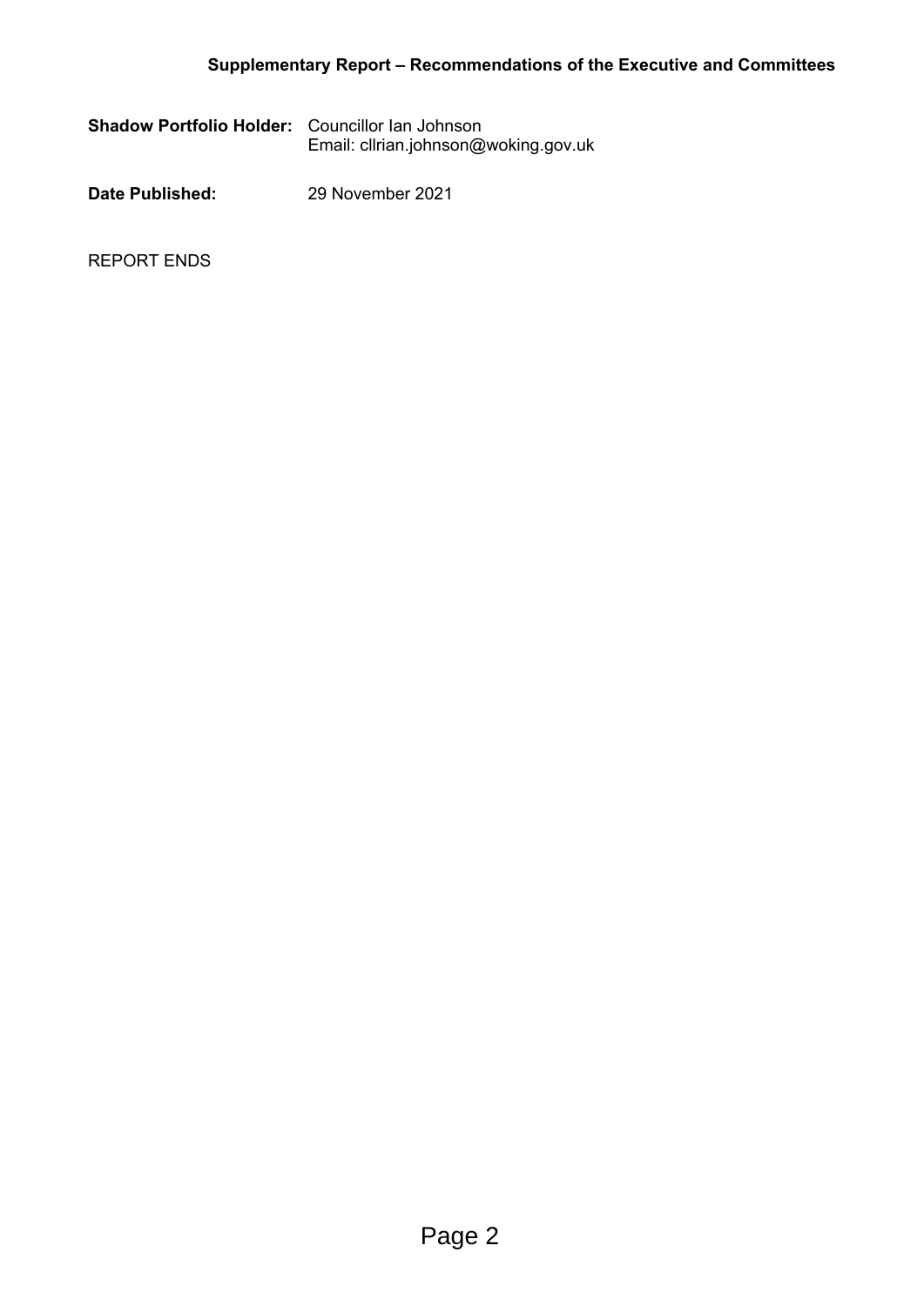**Shadow Portfolio Holder:** Councillor Ian Johnson
Email: cllrian.johnson@woking.gov.uk

**Date Published:** 29 November 2021

REPORT ENDS